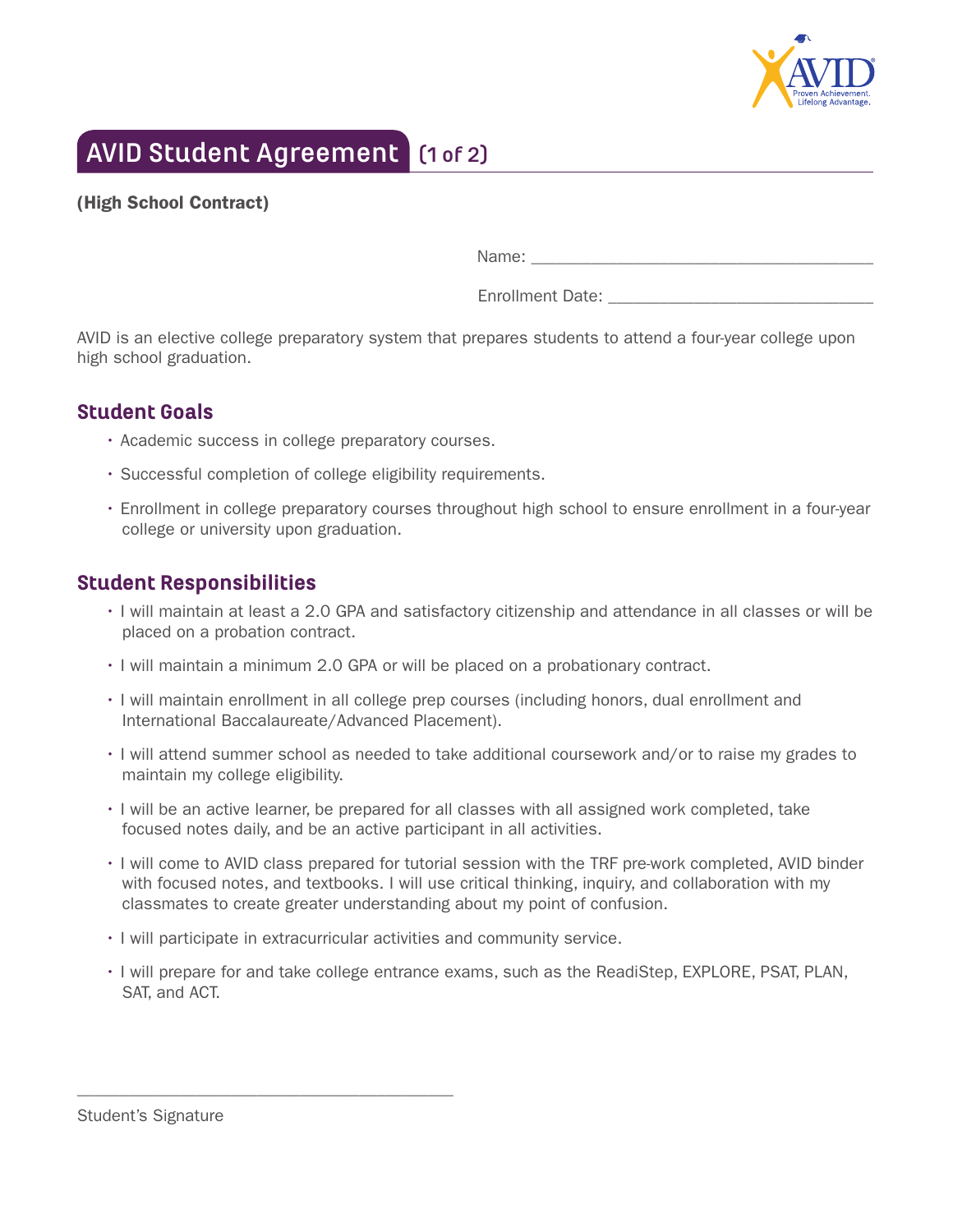# AVID Student Agreement (1 of 2)

**(High School Contract)**

Name: ______________________________________

Enrollment Date: ____________________________

AVID is an elective college preparatory system that prepares students to attend a four-year college upon high school graduation.

## Student Goals

- Academic success in college preparatory courses.
- Successful completion of college eligibility requirements.
- Enrollment in college preparatory courses throughout high school to ensure enrollment in a four-year college or university upon graduation.

## Student Responsibilities

- I will maintain at least a 2.0 GPA and satisfactory citizenship and attendance in all classes or will be placed on a probation contract.
- I will maintain a minimum 2.0 GPA or will be placed on a probationary contract.
- I will maintain enrollment in all college prep courses (including honors, dual enrollment and International Baccalaureate/Advanced Placement).
- I will attend summer school as needed to take additional coursework and/or to raise my grades to maintain my college eligibility.
- I will be an active learner, be prepared for all classes with all assigned work completed, take focused notes daily, and be an active participant in all activities.
- I will come to AVID class prepared for tutorial session with the TRF pre-work completed, AVID binder with focused notes, and textbooks. I will use critical thinking, inquiry, and collaboration with my classmates to create greater understanding about my point of confusion.
- I will participate in extracurricular activities and community service.
- I will prepare for and take college entrance exams, such as the ReadiStep, EXPLORE, PSAT, PLAN, SAT, and ACT.

______________________________________

Student's Signature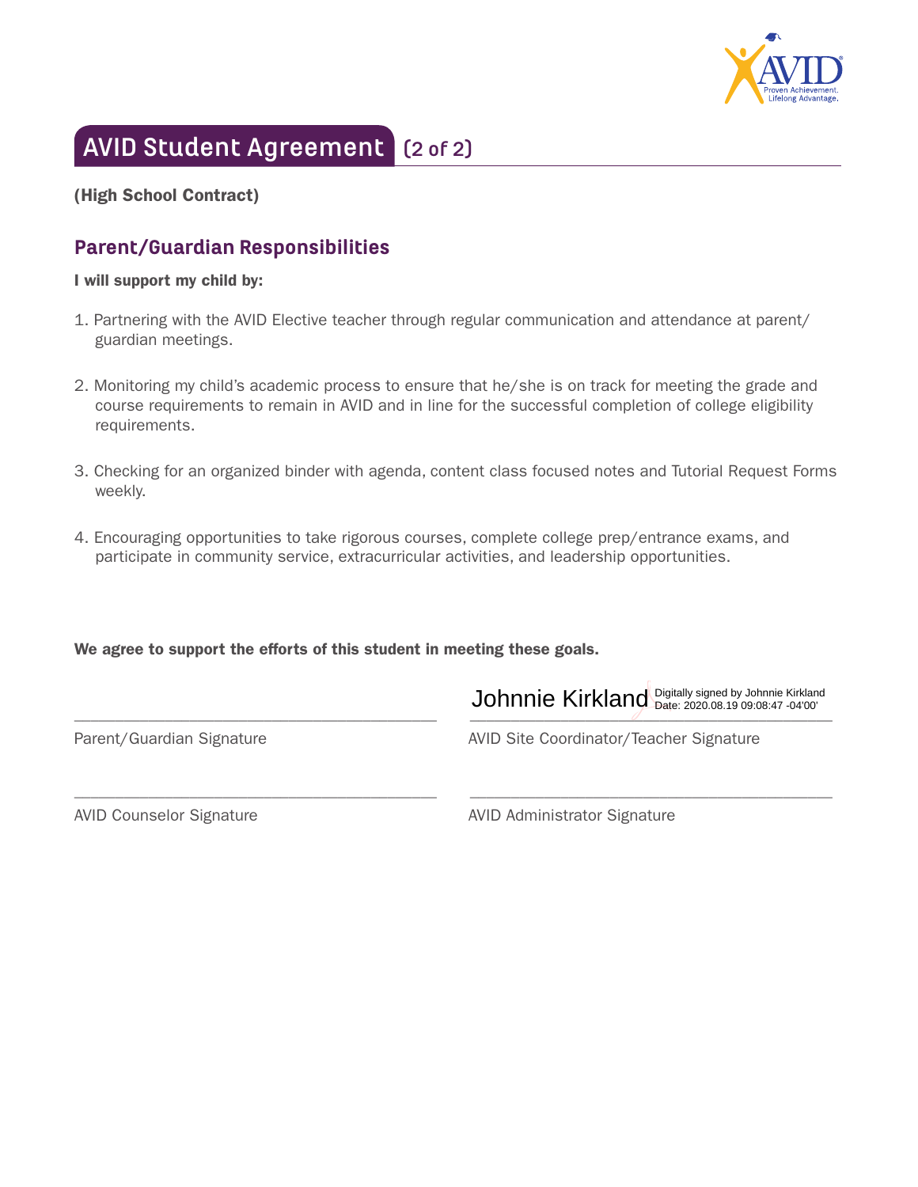# AVID Student Agreement (2 of 2)

**(High School Contract)**

## Parent/Guardian Responsibilities

**I will support my child by:**

1. Partnering with the AVID Elective teacher through regular communication and attendance at parent/guardian meetings.

2. Monitoring my child's academic process to ensure that he/she is on track for meeting the grade and course requirements to remain in AVID and in line for the successful completion of college eligibility requirements.

3. Checking for an organized binder with agenda, content class focused notes and Tutorial Request Forms weekly.

4. Encouraging opportunities to take rigorous courses, complete college prep/entrance exams, and participate in community service, extracurricular activities, and leadership opportunities.

**We agree to support the efforts of this student in meeting these goals.**

| | |
|---|---|
| ______________________________ | Johnnie Kirkland Digitally signed by Johnnie Kirkland Date: 2020.08.19 09:08:47 -04'00' |
| Parent/Guardian Signature | AVID Site Coordinator/Teacher Signature |
| ______________________________ | ______________________________ |
| AVID Counselor Signature | AVID Administrator Signature |